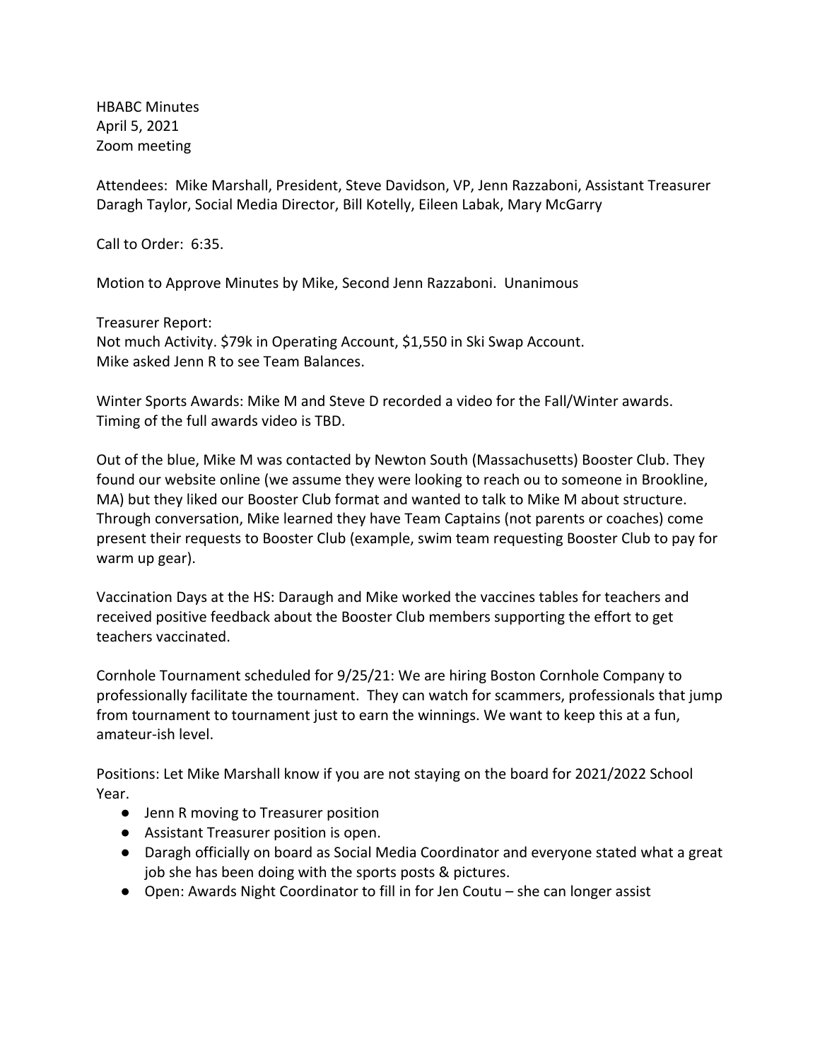HBABC Minutes
April 5, 2021
Zoom meeting

Attendees: Mike Marshall, President, Steve Davidson, VP, Jenn Razzaboni, Assistant Treasurer Daragh Taylor, Social Media Director, Bill Kotelly, Eileen Labak, Mary McGarry

Call to Order: 6:35.

Motion to Approve Minutes by Mike, Second Jenn Razzaboni. Unanimous

Treasurer Report:
Not much Activity. $79k in Operating Account, $1,550 in Ski Swap Account.
Mike asked Jenn R to see Team Balances.

Winter Sports Awards: Mike M and Steve D recorded a video for the Fall/Winter awards. Timing of the full awards video is TBD.

Out of the blue, Mike M was contacted by Newton South (Massachusetts) Booster Club. They found our website online (we assume they were looking to reach ou to someone in Brookline, MA) but they liked our Booster Club format and wanted to talk to Mike M about structure. Through conversation, Mike learned they have Team Captains (not parents or coaches) come present their requests to Booster Club (example, swim team requesting Booster Club to pay for warm up gear).

Vaccination Days at the HS: Daraugh and Mike worked the vaccines tables for teachers and received positive feedback about the Booster Club members supporting the effort to get teachers vaccinated.

Cornhole Tournament scheduled for 9/25/21: We are hiring Boston Cornhole Company to professionally facilitate the tournament. They can watch for scammers, professionals that jump from tournament to tournament just to earn the winnings. We want to keep this at a fun, amateur-ish level.

Positions: Let Mike Marshall know if you are not staying on the board for 2021/2022 School Year.

- Jenn R moving to Treasurer position
- Assistant Treasurer position is open.
- Daragh officially on board as Social Media Coordinator and everyone stated what a great job she has been doing with the sports posts & pictures.
- Open: Awards Night Coordinator to fill in for Jen Coutu – she can longer assist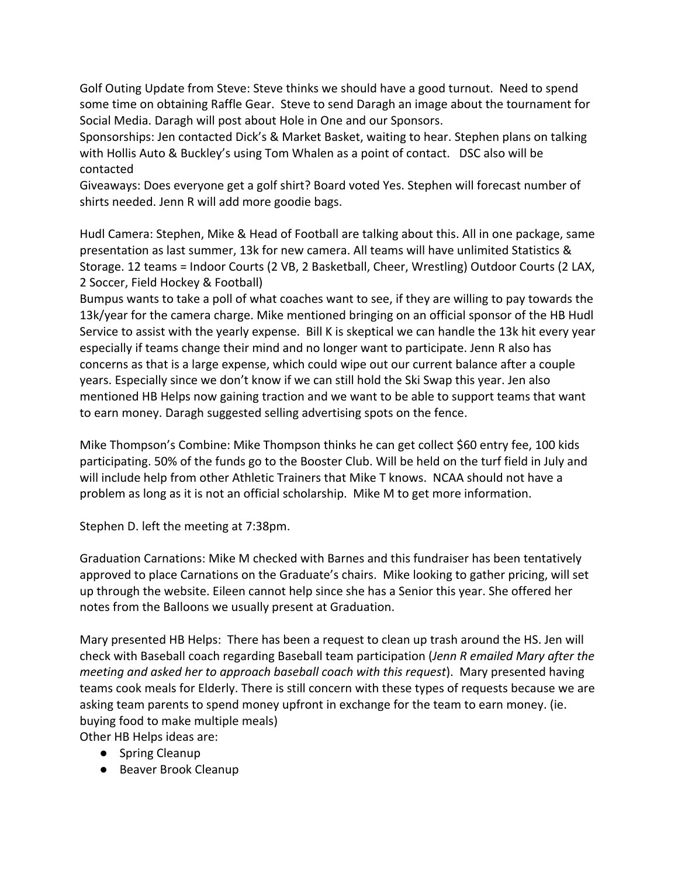Golf Outing Update from Steve: Steve thinks we should have a good turnout. Need to spend some time on obtaining Raffle Gear. Steve to send Daragh an image about the tournament for Social Media. Daragh will post about Hole in One and our Sponsors.
Sponsorships: Jen contacted Dick's & Market Basket, waiting to hear. Stephen plans on talking with Hollis Auto & Buckley's using Tom Whalen as a point of contact. DSC also will be contacted
Giveaways: Does everyone get a golf shirt? Board voted Yes. Stephen will forecast number of shirts needed. Jenn R will add more goodie bags.

Hudl Camera: Stephen, Mike & Head of Football are talking about this. All in one package, same presentation as last summer, 13k for new camera. All teams will have unlimited Statistics & Storage. 12 teams = Indoor Courts (2 VB, 2 Basketball, Cheer, Wrestling) Outdoor Courts (2 LAX, 2 Soccer, Field Hockey & Football)
Bumpus wants to take a poll of what coaches want to see, if they are willing to pay towards the 13k/year for the camera charge. Mike mentioned bringing on an official sponsor of the HB Hudl Service to assist with the yearly expense. Bill K is skeptical we can handle the 13k hit every year especially if teams change their mind and no longer want to participate. Jenn R also has concerns as that is a large expense, which could wipe out our current balance after a couple years. Especially since we don't know if we can still hold the Ski Swap this year. Jen also mentioned HB Helps now gaining traction and we want to be able to support teams that want to earn money. Daragh suggested selling advertising spots on the fence.

Mike Thompson's Combine: Mike Thompson thinks he can get collect $60 entry fee, 100 kids participating. 50% of the funds go to the Booster Club. Will be held on the turf field in July and will include help from other Athletic Trainers that Mike T knows. NCAA should not have a problem as long as it is not an official scholarship. Mike M to get more information.

Stephen D. left the meeting at 7:38pm.

Graduation Carnations: Mike M checked with Barnes and this fundraiser has been tentatively approved to place Carnations on the Graduate's chairs. Mike looking to gather pricing, will set up through the website. Eileen cannot help since she has a Senior this year. She offered her notes from the Balloons we usually present at Graduation.

Mary presented HB Helps: There has been a request to clean up trash around the HS. Jen will check with Baseball coach regarding Baseball team participation (*Jenn R emailed Mary after the meeting and asked her to approach baseball coach with this request*). Mary presented having teams cook meals for Elderly. There is still concern with these types of requests because we are asking team parents to spend money upfront in exchange for the team to earn money. (ie. buying food to make multiple meals)
Other HB Helps ideas are:

- Spring Cleanup
- Beaver Brook Cleanup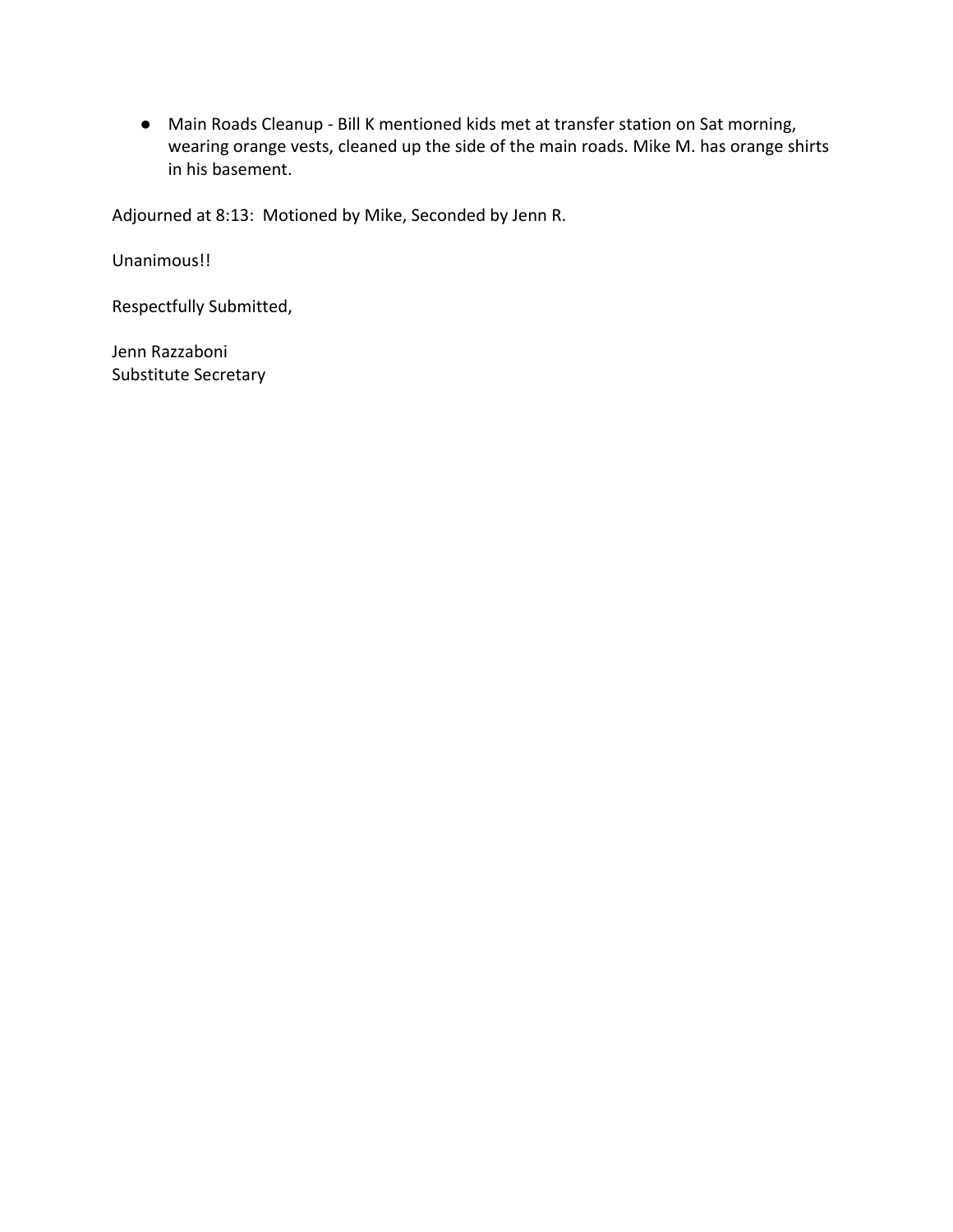- Main Roads Cleanup - Bill K mentioned kids met at transfer station on Sat morning, wearing orange vests, cleaned up the side of the main roads. Mike M. has orange shirts in his basement.

Adjourned at 8:13: Motioned by Mike, Seconded by Jenn R.

Unanimous!!

Respectfully Submitted,

Jenn Razzaboni
Substitute Secretary